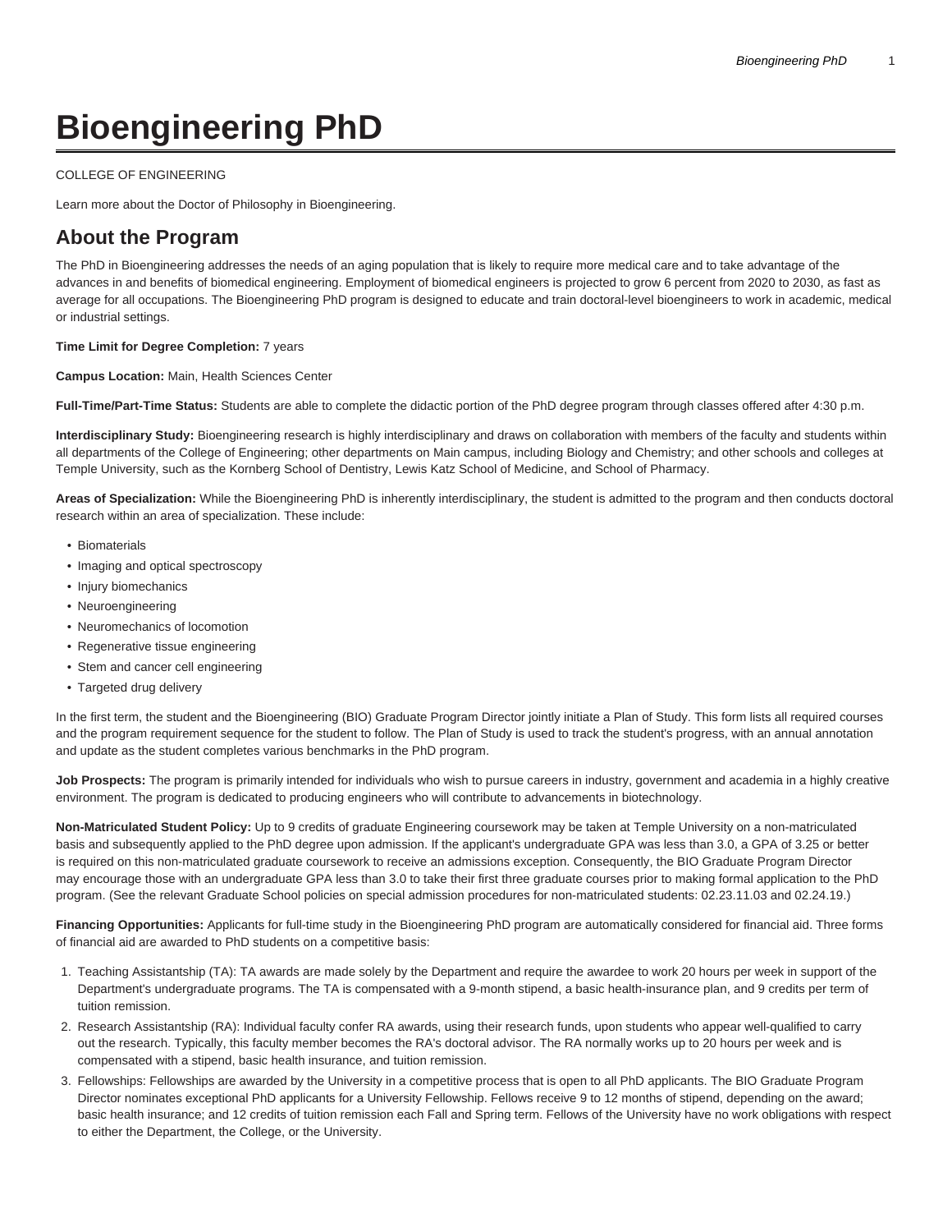# Bioengineering PhD

COLLEGE OF ENGINEERING

Learn more about the Doctor of Philosophy in Bioengineering.

## About the Program

The PhD in Bioengineering addresses the needs of an aging population that is likely to require more medical care and to take advantage of the advances in and benefits of biomedical engineering. Employment of biomedical engineers is projected to grow 6 percent from 2020 to 2030, as fast as average for all occupations. The Bioengineering PhD program is designed to educate and train doctoral-level bioengineers to work in academic, medical or industrial settings.

**Time Limit for Degree Completion:** 7 years

**Campus Location:** Main, Health Sciences Center

**Full-Time/Part-Time Status:** Students are able to complete the didactic portion of the PhD degree program through classes offered after 4:30 p.m.

**Interdisciplinary Study:** Bioengineering research is highly interdisciplinary and draws on collaboration with members of the faculty and students within all departments of the College of Engineering; other departments on Main campus, including Biology and Chemistry; and other schools and colleges at Temple University, such as the Kornberg School of Dentistry, Lewis Katz School of Medicine, and School of Pharmacy.

**Areas of Specialization:** While the Bioengineering PhD is inherently interdisciplinary, the student is admitted to the program and then conducts doctoral research within an area of specialization. These include:

- Biomaterials
- Imaging and optical spectroscopy
- Injury biomechanics
- Neuroengineering
- Neuromechanics of locomotion
- Regenerative tissue engineering
- Stem and cancer cell engineering
- Targeted drug delivery

In the first term, the student and the Bioengineering (BIO) Graduate Program Director jointly initiate a Plan of Study. This form lists all required courses and the program requirement sequence for the student to follow. The Plan of Study is used to track the student's progress, with an annual annotation and update as the student completes various benchmarks in the PhD program.

**Job Prospects:** The program is primarily intended for individuals who wish to pursue careers in industry, government and academia in a highly creative environment. The program is dedicated to producing engineers who will contribute to advancements in biotechnology.

**Non-Matriculated Student Policy:** Up to 9 credits of graduate Engineering coursework may be taken at Temple University on a non-matriculated basis and subsequently applied to the PhD degree upon admission. If the applicant's undergraduate GPA was less than 3.0, a GPA of 3.25 or better is required on this non-matriculated graduate coursework to receive an admissions exception. Consequently, the BIO Graduate Program Director may encourage those with an undergraduate GPA less than 3.0 to take their first three graduate courses prior to making formal application to the PhD program. (See the relevant Graduate School policies on special admission procedures for non-matriculated students: 02.23.11.03 and 02.24.19.)

**Financing Opportunities:** Applicants for full-time study in the Bioengineering PhD program are automatically considered for financial aid. Three forms of financial aid are awarded to PhD students on a competitive basis:

1. Teaching Assistantship (TA): TA awards are made solely by the Department and require the awardee to work 20 hours per week in support of the Department's undergraduate programs. The TA is compensated with a 9-month stipend, a basic health-insurance plan, and 9 credits per term of tuition remission.
2. Research Assistantship (RA): Individual faculty confer RA awards, using their research funds, upon students who appear well-qualified to carry out the research. Typically, this faculty member becomes the RA's doctoral advisor. The RA normally works up to 20 hours per week and is compensated with a stipend, basic health insurance, and tuition remission.
3. Fellowships: Fellowships are awarded by the University in a competitive process that is open to all PhD applicants. The BIO Graduate Program Director nominates exceptional PhD applicants for a University Fellowship. Fellows receive 9 to 12 months of stipend, depending on the award; basic health insurance; and 12 credits of tuition remission each Fall and Spring term. Fellows of the University have no work obligations with respect to either the Department, the College, or the University.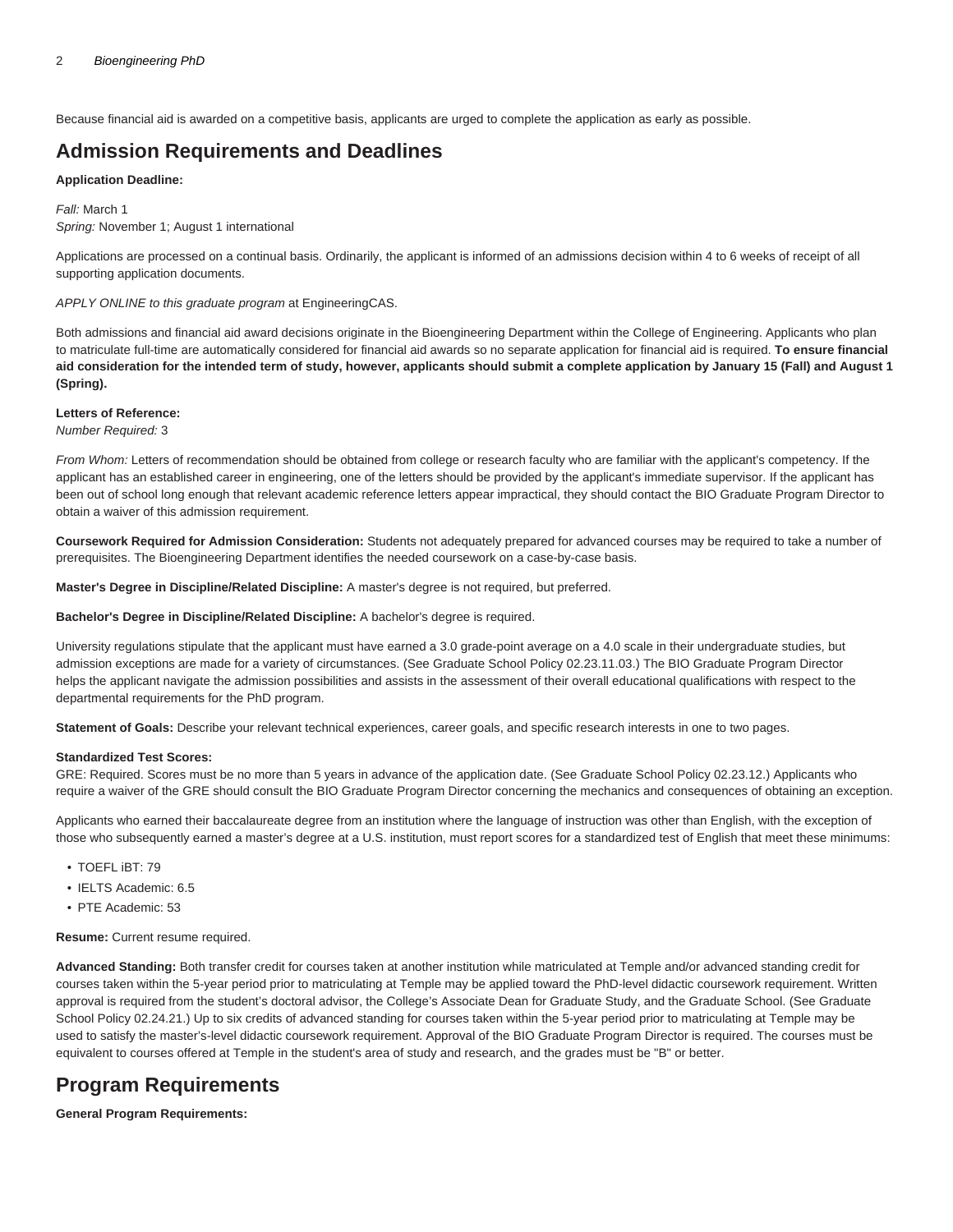Because financial aid is awarded on a competitive basis, applicants are urged to complete the application as early as possible.

## Admission Requirements and Deadlines

**Application Deadline:**

*Fall:* March 1
*Spring:* November 1; August 1 international

Applications are processed on a continual basis. Ordinarily, the applicant is informed of an admissions decision within 4 to 6 weeks of receipt of all supporting application documents.

*APPLY ONLINE to this graduate program* at EngineeringCAS.

Both admissions and financial aid award decisions originate in the Bioengineering Department within the College of Engineering. Applicants who plan to matriculate full-time are automatically considered for financial aid awards so no separate application for financial aid is required. **To ensure financial aid consideration for the intended term of study, however, applicants should submit a complete application by January 15 (Fall) and August 1 (Spring).**

**Letters of Reference:**
*Number Required:* 3

*From Whom:* Letters of recommendation should be obtained from college or research faculty who are familiar with the applicant's competency. If the applicant has an established career in engineering, one of the letters should be provided by the applicant's immediate supervisor. If the applicant has been out of school long enough that relevant academic reference letters appear impractical, they should contact the BIO Graduate Program Director to obtain a waiver of this admission requirement.

**Coursework Required for Admission Consideration:** Students not adequately prepared for advanced courses may be required to take a number of prerequisites. The Bioengineering Department identifies the needed coursework on a case-by-case basis.

**Master's Degree in Discipline/Related Discipline:** A master's degree is not required, but preferred.

**Bachelor's Degree in Discipline/Related Discipline:** A bachelor's degree is required.

University regulations stipulate that the applicant must have earned a 3.0 grade-point average on a 4.0 scale in their undergraduate studies, but admission exceptions are made for a variety of circumstances. (See Graduate School Policy 02.23.11.03.) The BIO Graduate Program Director helps the applicant navigate the admission possibilities and assists in the assessment of their overall educational qualifications with respect to the departmental requirements for the PhD program.

**Statement of Goals:** Describe your relevant technical experiences, career goals, and specific research interests in one to two pages.

**Standardized Test Scores:**
GRE: Required. Scores must be no more than 5 years in advance of the application date. (See Graduate School Policy 02.23.12.) Applicants who require a waiver of the GRE should consult the BIO Graduate Program Director concerning the mechanics and consequences of obtaining an exception.

Applicants who earned their baccalaureate degree from an institution where the language of instruction was other than English, with the exception of those who subsequently earned a master's degree at a U.S. institution, must report scores for a standardized test of English that meet these minimums:

- TOEFL iBT: 79
- IELTS Academic: 6.5
- PTE Academic: 53

**Resume:** Current resume required.

**Advanced Standing:** Both transfer credit for courses taken at another institution while matriculated at Temple and/or advanced standing credit for courses taken within the 5-year period prior to matriculating at Temple may be applied toward the PhD-level didactic coursework requirement. Written approval is required from the student's doctoral advisor, the College's Associate Dean for Graduate Study, and the Graduate School. (See Graduate School Policy 02.24.21.) Up to six credits of advanced standing for courses taken within the 5-year period prior to matriculating at Temple may be used to satisfy the master's-level didactic coursework requirement. Approval of the BIO Graduate Program Director is required. The courses must be equivalent to courses offered at Temple in the student's area of study and research, and the grades must be "B" or better.

## Program Requirements

**General Program Requirements:**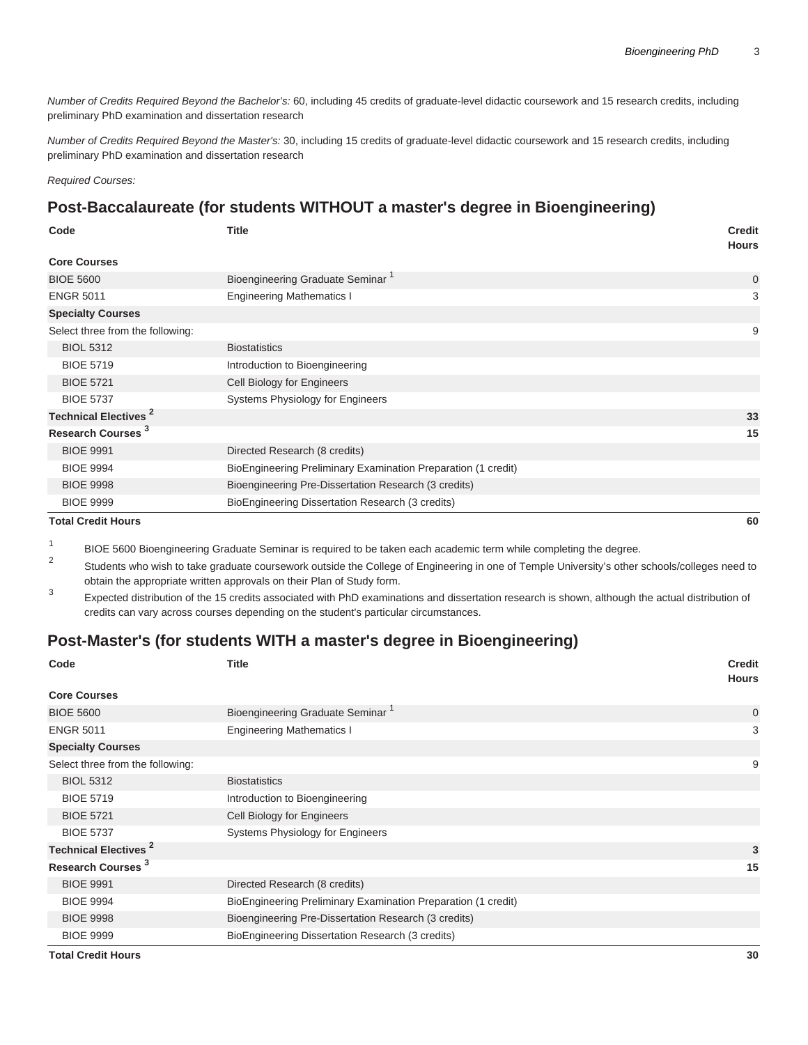*Number of Credits Required Beyond the Bachelor's:* 60, including 45 credits of graduate-level didactic coursework and 15 research credits, including preliminary PhD examination and dissertation research

*Number of Credits Required Beyond the Master's:* 30, including 15 credits of graduate-level didactic coursework and 15 research credits, including preliminary PhD examination and dissertation research

*Required Courses:*

## Post-Baccalaureate (for students WITHOUT a master's degree in Bioengineering)

| Code | Title | Credit Hours |
|---|---|---|
| **Core Courses** | | |
| BIOE 5600 | Bioengineering Graduate Seminar [1] | 0 |
| ENGR 5011 | Engineering Mathematics I | 3 |
| **Specialty Courses** | | |
| Select three from the following: | | 9 |
| BIOL 5312 | Biostatistics | |
| BIOE 5719 | Introduction to Bioengineering | |
| BIOE 5721 | Cell Biology for Engineers | |
| BIOE 5737 | Systems Physiology for Engineers | |
| **Technical Electives [2]** | | **33** |
| **Research Courses [3]** | | **15** |
| BIOE 9991 | Directed Research (8 credits) | |
| BIOE 9994 | BioEngineering Preliminary Examination Preparation (1 credit) | |
| BIOE 9998 | Bioengineering Pre-Dissertation Research (3 credits) | |
| BIOE 9999 | BioEngineering Dissertation Research (3 credits) | |
| **Total Credit Hours** | | **60** |

1. BIOE 5600 Bioengineering Graduate Seminar is required to be taken each academic term while completing the degree.
2. Students who wish to take graduate coursework outside the College of Engineering in one of Temple University's other schools/colleges need to obtain the appropriate written approvals on their Plan of Study form.
3. Expected distribution of the 15 credits associated with PhD examinations and dissertation research is shown, although the actual distribution of credits can vary across courses depending on the student's particular circumstances.

## Post-Master's (for students WITH a master's degree in Bioengineering)

| Code | Title | Credit Hours |
|---|---|---|
| **Core Courses** | | |
| BIOE 5600 | Bioengineering Graduate Seminar [1] | 0 |
| ENGR 5011 | Engineering Mathematics I | 3 |
| **Specialty Courses** | | |
| Select three from the following: | | 9 |
| BIOL 5312 | Biostatistics | |
| BIOE 5719 | Introduction to Bioengineering | |
| BIOE 5721 | Cell Biology for Engineers | |
| BIOE 5737 | Systems Physiology for Engineers | |
| **Technical Electives [2]** | | **3** |
| **Research Courses [3]** | | **15** |
| BIOE 9991 | Directed Research (8 credits) | |
| BIOE 9994 | BioEngineering Preliminary Examination Preparation (1 credit) | |
| BIOE 9998 | Bioengineering Pre-Dissertation Research (3 credits) | |
| BIOE 9999 | BioEngineering Dissertation Research (3 credits) | |
| **Total Credit Hours** | | **30** |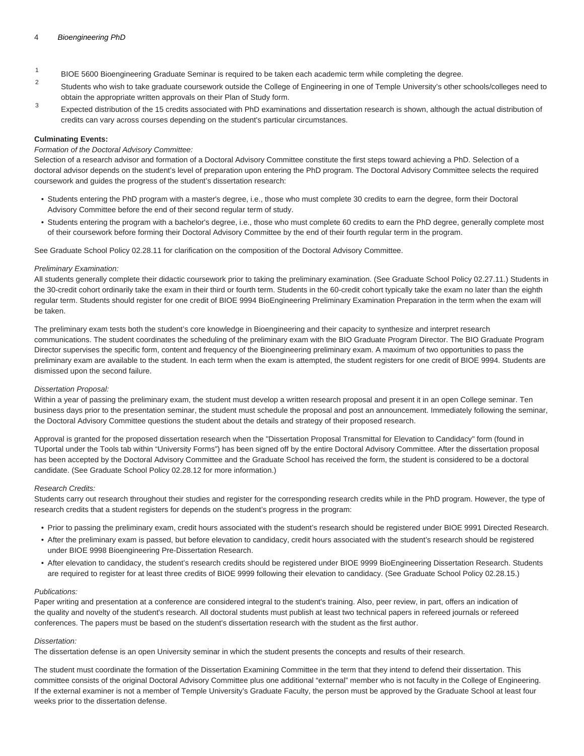1. BIOE 5600 Bioengineering Graduate Seminar is required to be taken each academic term while completing the degree.
2. Students who wish to take graduate coursework outside the College of Engineering in one of Temple University's other schools/colleges need to obtain the appropriate written approvals on their Plan of Study form.
3. Expected distribution of the 15 credits associated with PhD examinations and dissertation research is shown, although the actual distribution of credits can vary across courses depending on the student's particular circumstances.

**Culminating Events:**

*Formation of the Doctoral Advisory Committee:*

Selection of a research advisor and formation of a Doctoral Advisory Committee constitute the first steps toward achieving a PhD. Selection of a doctoral advisor depends on the student's level of preparation upon entering the PhD program. The Doctoral Advisory Committee selects the required coursework and guides the progress of the student's dissertation research:

- Students entering the PhD program with a master's degree, i.e., those who must complete 30 credits to earn the degree, form their Doctoral Advisory Committee before the end of their second regular term of study.
- Students entering the program with a bachelor's degree, i.e., those who must complete 60 credits to earn the PhD degree, generally complete most of their coursework before forming their Doctoral Advisory Committee by the end of their fourth regular term in the program.

See Graduate School Policy 02.28.11 for clarification on the composition of the Doctoral Advisory Committee.

*Preliminary Examination:*

All students generally complete their didactic coursework prior to taking the preliminary examination. (See Graduate School Policy 02.27.11.) Students in the 30-credit cohort ordinarily take the exam in their third or fourth term. Students in the 60-credit cohort typically take the exam no later than the eighth regular term. Students should register for one credit of BIOE 9994 BioEngineering Preliminary Examination Preparation in the term when the exam will be taken.

The preliminary exam tests both the student's core knowledge in Bioengineering and their capacity to synthesize and interpret research communications. The student coordinates the scheduling of the preliminary exam with the BIO Graduate Program Director. The BIO Graduate Program Director supervises the specific form, content and frequency of the Bioengineering preliminary exam. A maximum of two opportunities to pass the preliminary exam are available to the student. In each term when the exam is attempted, the student registers for one credit of BIOE 9994. Students are dismissed upon the second failure.

*Dissertation Proposal:*

Within a year of passing the preliminary exam, the student must develop a written research proposal and present it in an open College seminar. Ten business days prior to the presentation seminar, the student must schedule the proposal and post an announcement. Immediately following the seminar, the Doctoral Advisory Committee questions the student about the details and strategy of their proposed research.

Approval is granted for the proposed dissertation research when the "Dissertation Proposal Transmittal for Elevation to Candidacy" form (found in TUportal under the Tools tab within "University Forms") has been signed off by the entire Doctoral Advisory Committee. After the dissertation proposal has been accepted by the Doctoral Advisory Committee and the Graduate School has received the form, the student is considered to be a doctoral candidate. (See Graduate School Policy 02.28.12 for more information.)

*Research Credits:*

Students carry out research throughout their studies and register for the corresponding research credits while in the PhD program. However, the type of research credits that a student registers for depends on the student's progress in the program:

- Prior to passing the preliminary exam, credit hours associated with the student's research should be registered under BIOE 9991 Directed Research.
- After the preliminary exam is passed, but before elevation to candidacy, credit hours associated with the student's research should be registered under BIOE 9998 Bioengineering Pre-Dissertation Research.
- After elevation to candidacy, the student's research credits should be registered under BIOE 9999 BioEngineering Dissertation Research. Students are required to register for at least three credits of BIOE 9999 following their elevation to candidacy. (See Graduate School Policy 02.28.15.)

*Publications:*

Paper writing and presentation at a conference are considered integral to the student's training. Also, peer review, in part, offers an indication of the quality and novelty of the student's research. All doctoral students must publish at least two technical papers in refereed journals or refereed conferences. The papers must be based on the student's dissertation research with the student as the first author.

*Dissertation:*

The dissertation defense is an open University seminar in which the student presents the concepts and results of their research.

The student must coordinate the formation of the Dissertation Examining Committee in the term that they intend to defend their dissertation. This committee consists of the original Doctoral Advisory Committee plus one additional "external" member who is not faculty in the College of Engineering. If the external examiner is not a member of Temple University's Graduate Faculty, the person must be approved by the Graduate School at least four weeks prior to the dissertation defense.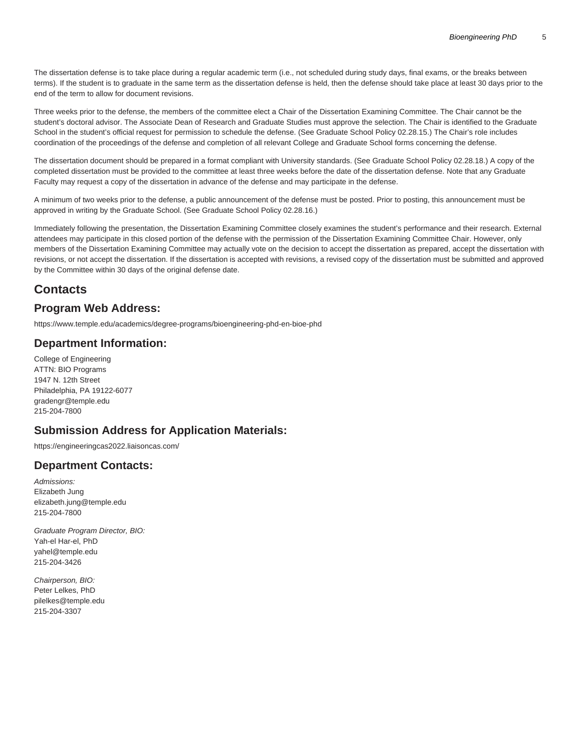The dissertation defense is to take place during a regular academic term (i.e., not scheduled during study days, final exams, or the breaks between terms). If the student is to graduate in the same term as the dissertation defense is held, then the defense should take place at least 30 days prior to the end of the term to allow for document revisions.

Three weeks prior to the defense, the members of the committee elect a Chair of the Dissertation Examining Committee. The Chair cannot be the student's doctoral advisor. The Associate Dean of Research and Graduate Studies must approve the selection. The Chair is identified to the Graduate School in the student's official request for permission to schedule the defense. (See Graduate School Policy 02.28.15.) The Chair's role includes coordination of the proceedings of the defense and completion of all relevant College and Graduate School forms concerning the defense.

The dissertation document should be prepared in a format compliant with University standards. (See Graduate School Policy 02.28.18.) A copy of the completed dissertation must be provided to the committee at least three weeks before the date of the dissertation defense. Note that any Graduate Faculty may request a copy of the dissertation in advance of the defense and may participate in the defense.

A minimum of two weeks prior to the defense, a public announcement of the defense must be posted. Prior to posting, this announcement must be approved in writing by the Graduate School. (See Graduate School Policy 02.28.16.)

Immediately following the presentation, the Dissertation Examining Committee closely examines the student's performance and their research. External attendees may participate in this closed portion of the defense with the permission of the Dissertation Examining Committee Chair. However, only members of the Dissertation Examining Committee may actually vote on the decision to accept the dissertation as prepared, accept the dissertation with revisions, or not accept the dissertation. If the dissertation is accepted with revisions, a revised copy of the dissertation must be submitted and approved by the Committee within 30 days of the original defense date.

# Contacts

## Program Web Address:

https://www.temple.edu/academics/degree-programs/bioengineering-phd-en-bioe-phd

## Department Information:

College of Engineering
ATTN: BIO Programs
1947 N. 12th Street
Philadelphia, PA 19122-6077
gradengr@temple.edu
215-204-7800

## Submission Address for Application Materials:

https://engineeringcas2022.liaisoncas.com/

## Department Contacts:

*Admissions:*
Elizabeth Jung
elizabeth.jung@temple.edu
215-204-7800

*Graduate Program Director, BIO:*
Yah-el Har-el, PhD
yahel@temple.edu
215-204-3426

*Chairperson, BIO:*
Peter Lelkes, PhD
pilelkes@temple.edu
215-204-3307